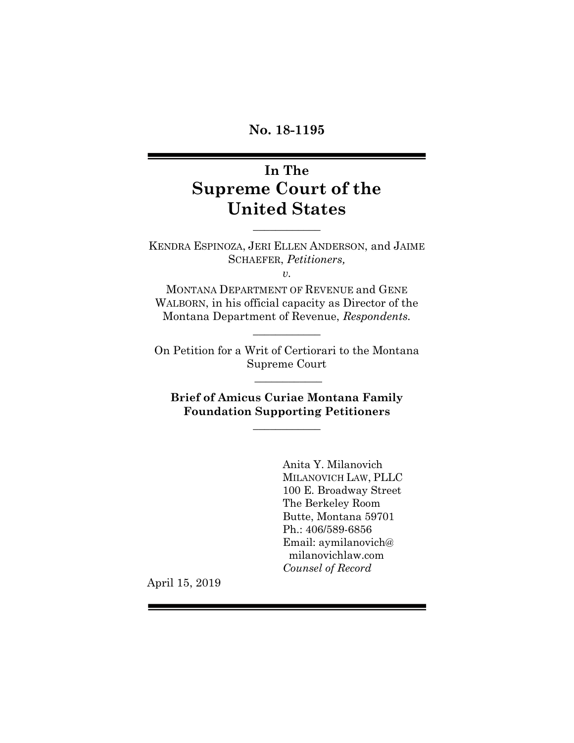**No. 18-1195**

---

# In The
# Supreme Court of the United States

---

KENDRA ESPINOZA, JERI ELLEN ANDERSON, and JAIME SCHAEFER, *Petitioners,*

*v.*

MONTANA DEPARTMENT OF REVENUE and GENE WALBORN, in his official capacity as Director of the Montana Department of Revenue, *Respondents.*

---

On Petition for a Writ of Certiorari to the Montana Supreme Court

---

**Brief of Amicus Curiae Montana Family Foundation Supporting Petitioners**

---

Anita Y. Milanovich
MILANOVICH LAW, PLLC
100 E. Broadway Street
The Berkeley Room
Butte, Montana 59701
Ph.: 406/589-6856
Email: aymilanovich@milanovichlaw.com
*Counsel of Record*

April 15, 2019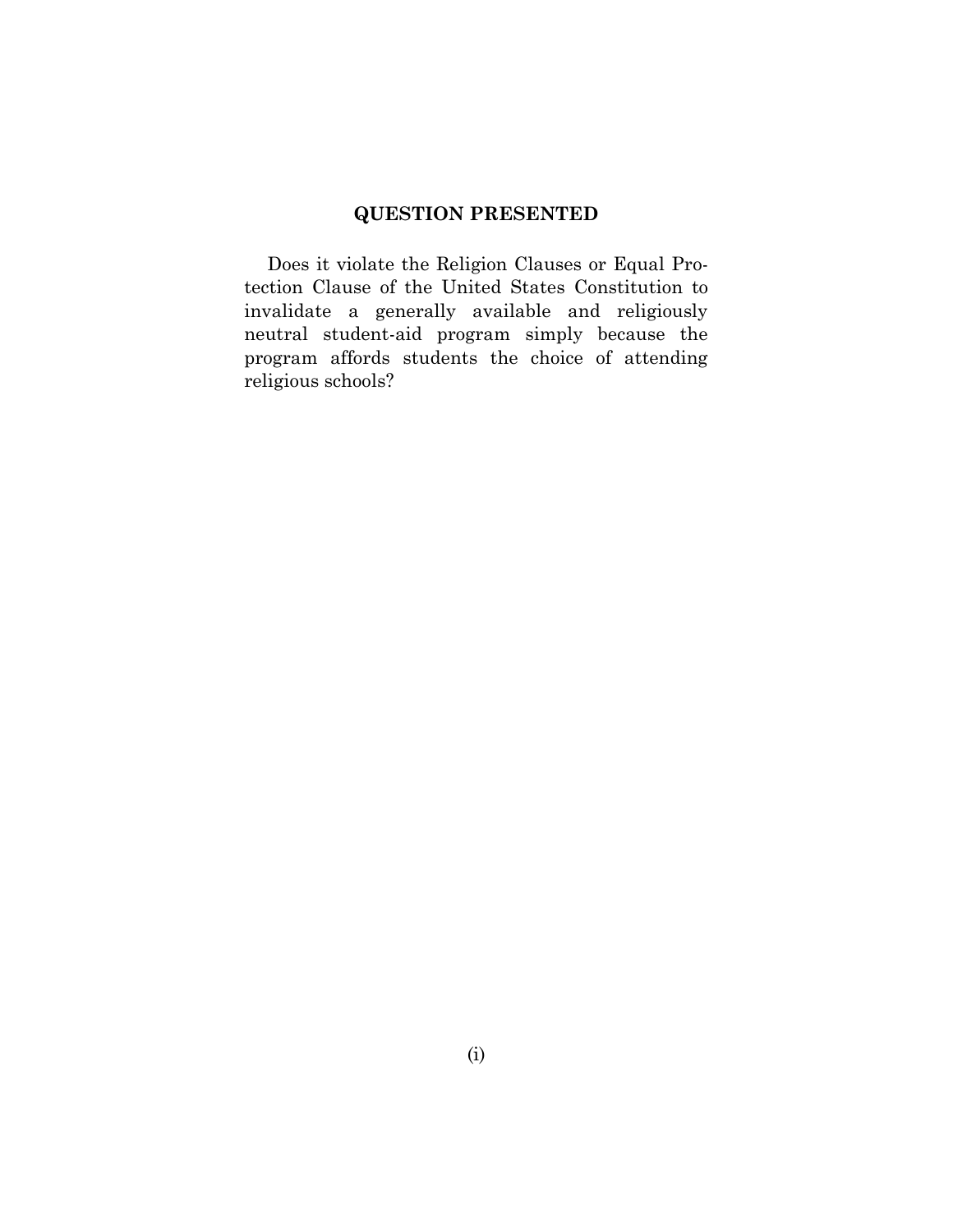## QUESTION PRESENTED

Does it violate the Religion Clauses or Equal Protection Clause of the United States Constitution to invalidate a generally available and religiously neutral student-aid program simply because the program affords students the choice of attending religious schools?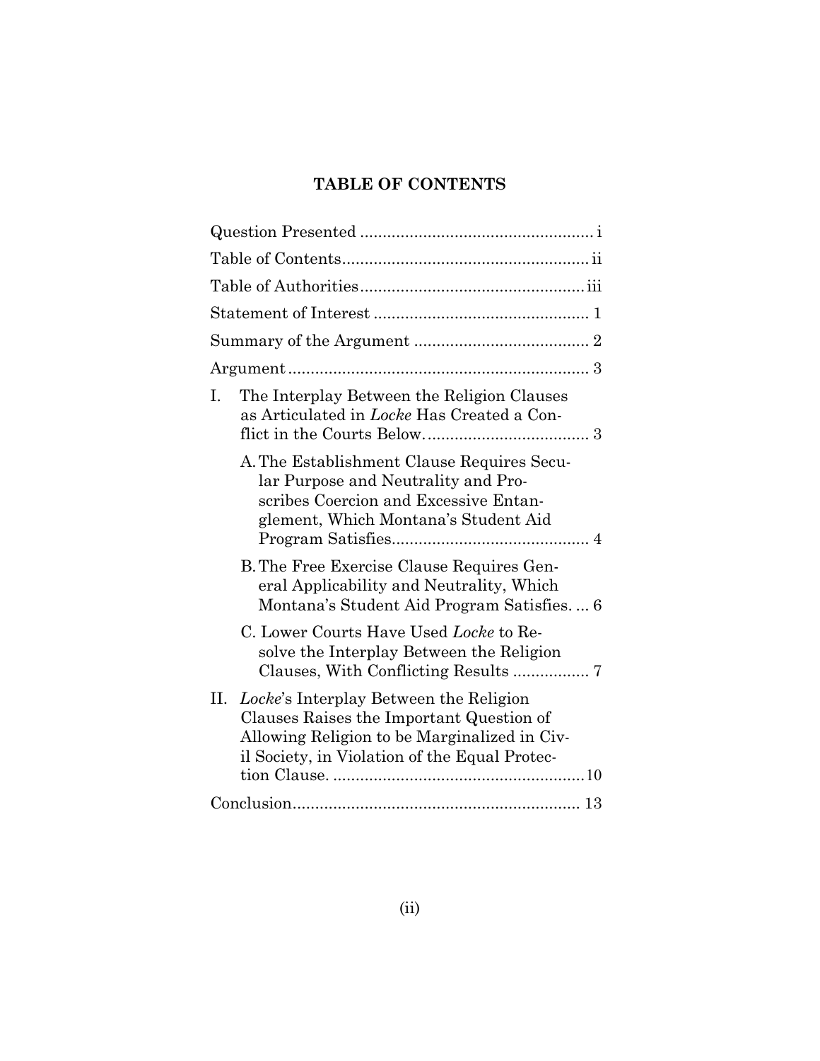# TABLE OF CONTENTS

Question Presented .................................................... i

Table of Contents....................................................... ii

Table of Authorities.................................................. iii

Statement of Interest ................................................ 1

Summary of the Argument ....................................... 2

Argument ................................................................... 3

I. The Interplay Between the Religion Clauses as Articulated in *Locke* Has Created a Conflict in the Courts Below..................................... 3

   A. The Establishment Clause Requires Secular Purpose and Neutrality and Proscribes Coercion and Excessive Entanglement, Which Montana's Student Aid Program Satisfies............................................ 4

   B. The Free Exercise Clause Requires General Applicability and Neutrality, Which Montana's Student Aid Program Satisfies. ... 6

   C. Lower Courts Have Used *Locke* to Resolve the Interplay Between the Religion Clauses, With Conflicting Results ................. 7

II. *Locke*'s Interplay Between the Religion Clauses Raises the Important Question of Allowing Religion to be Marginalized in Civil Society, in Violation of the Equal Protection Clause. ........................................................ 10

Conclusion................................................................ 13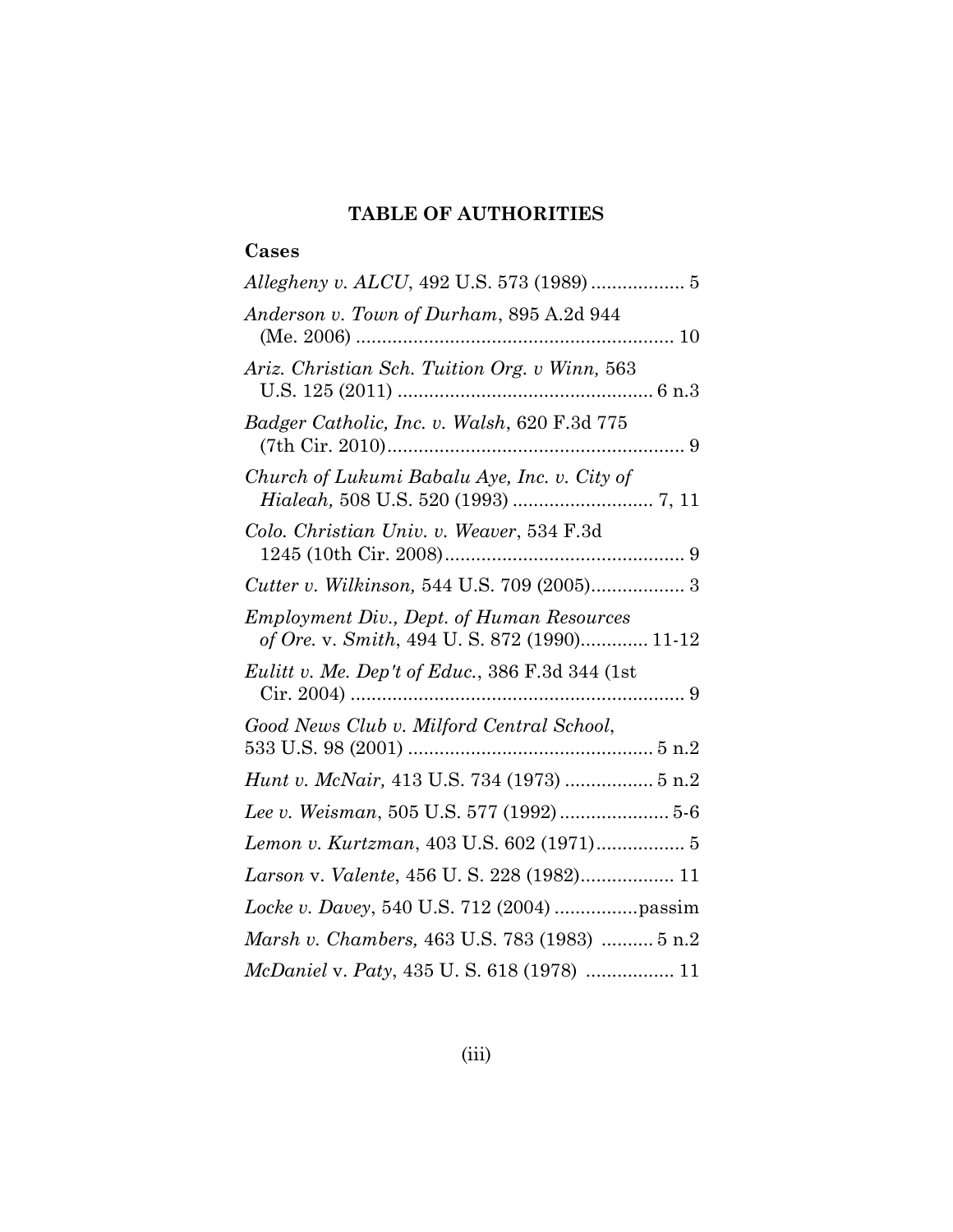## TABLE OF AUTHORITIES

### Cases

*Allegheny v. ALCU*, 492 U.S. 573 (1989) .................. 5

*Anderson v. Town of Durham*, 895 A.2d 944 (Me. 2006) ............................................................ 10

*Ariz. Christian Sch. Tuition Org. v Winn,* 563 U.S. 125 (2011) ................................................ 6 n.3

*Badger Catholic, Inc. v. Walsh*, 620 F.3d 775 (7th Cir. 2010)......................................................... 9

*Church of Lukumi Babalu Aye, Inc. v. City of Hialeah,* 508 U.S. 520 (1993) ........................... 7, 11

*Colo. Christian Univ. v. Weaver*, 534 F.3d 1245 (10th Cir. 2008).............................................. 9

*Cutter v. Wilkinson,* 544 U.S. 709 (2005).................. 3

*Employment Div., Dept. of Human Resources of Ore.* v. *Smith*, 494 U. S. 872 (1990)............. 11-12

*Eulitt v. Me. Dep't of Educ.*, 386 F.3d 344 (1st Cir. 2004) ................................................................ 9

*Good News Club v. Milford Central School*, 533 U.S. 98 (2001) ............................................... 5 n.2

*Hunt v. McNair,* 413 U.S. 734 (1973) ................. 5 n.2

*Lee v. Weisman*, 505 U.S. 577 (1992)..................... 5-6

*Lemon v. Kurtzman*, 403 U.S. 602 (1971)................. 5

*Larson* v. *Valente*, 456 U. S. 228 (1982).................. 11

*Locke v. Davey*, 540 U.S. 712 (2004) ................passim

*Marsh v. Chambers,* 463 U.S. 783 (1983) .......... 5 n.2

*McDaniel* v. *Paty*, 435 U. S. 618 (1978) ................. 11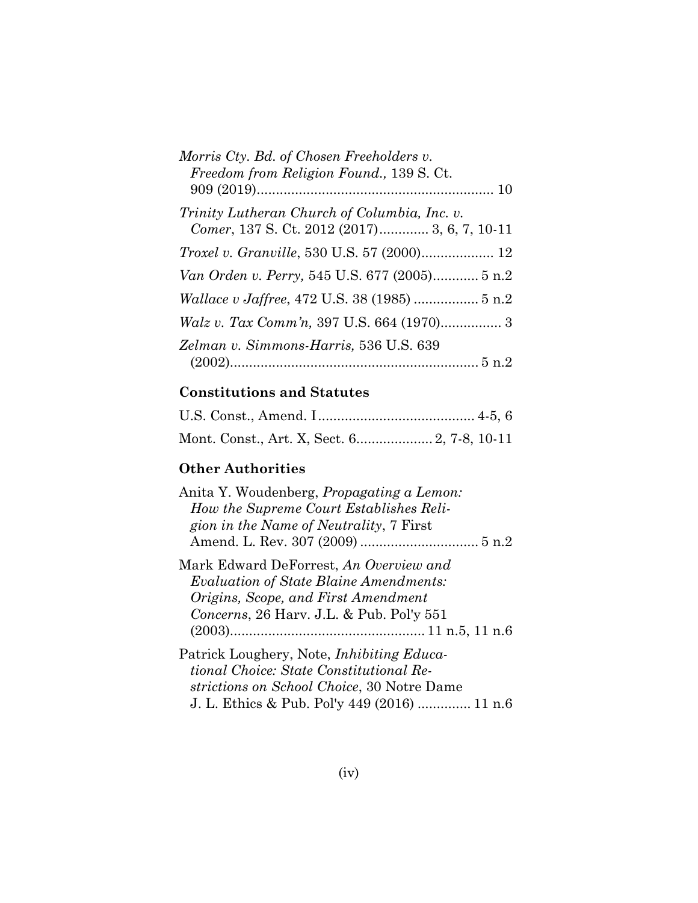*Morris Cty. Bd. of Chosen Freeholders v. Freedom from Religion Found.,* 139 S. Ct. 909 (2019)............................................................. 10

*Trinity Lutheran Church of Columbia, Inc. v. Comer*, 137 S. Ct. 2012 (2017)............. 3, 6, 7, 10-11

*Troxel v. Granville*, 530 U.S. 57 (2000)................... 12

*Van Orden v. Perry,* 545 U.S. 677 (2005)............ 5 n.2

*Wallace v Jaffree*, 472 U.S. 38 (1985) ................. 5 n.2

*Walz v. Tax Comm'n,* 397 U.S. 664 (1970)................ 3

*Zelman v. Simmons-Harris,* 536 U.S. 639 (2002)................................................................ 5 n.2

### Constitutions and Statutes

U.S. Const., Amend. I......................................... 4-5, 6

Mont. Const., Art. X, Sect. 6.................... 2, 7-8, 10-11

### Other Authorities

Anita Y. Woudenberg, *Propagating a Lemon: How the Supreme Court Establishes Religion in the Name of Neutrality*, 7 First Amend. L. Rev. 307 (2009) ............................... 5 n.2

Mark Edward DeForrest, *An Overview and Evaluation of State Blaine Amendments: Origins, Scope, and First Amendment Concerns*, 26 Harv. J.L. & Pub. Pol'y 551 (2003).................................................. 11 n.5, 11 n.6

Patrick Loughery, Note, *Inhibiting Educational Choice: State Constitutional Restrictions on School Choice*, 30 Notre Dame J. L. Ethics & Pub. Pol'y 449 (2016) ............. 11 n.6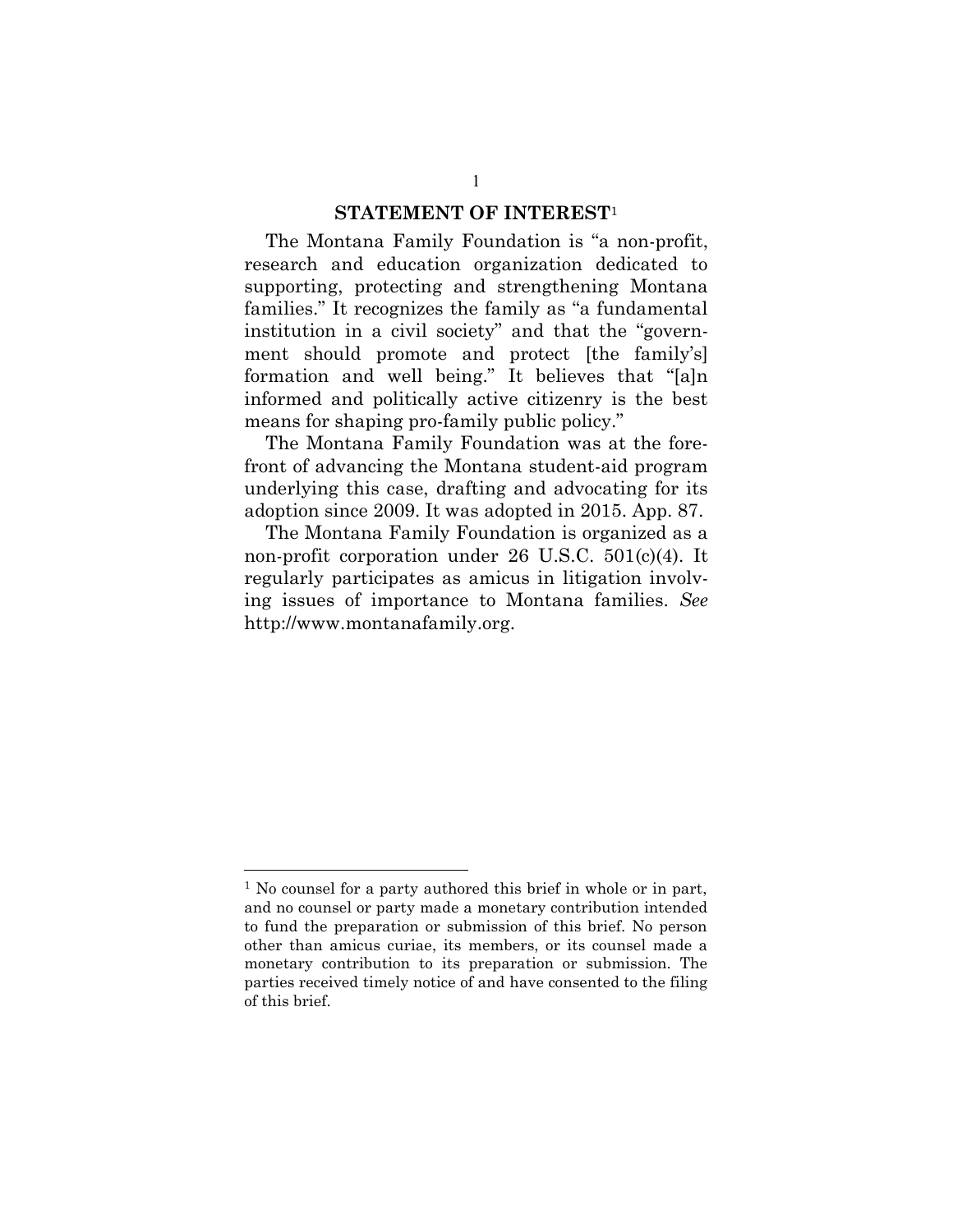## STATEMENT OF INTEREST[1]

The Montana Family Foundation is "a non-profit, research and education organization dedicated to supporting, protecting and strengthening Montana families." It recognizes the family as "a fundamental institution in a civil society" and that the "government should promote and protect [the family's] formation and well being." It believes that "[a]n informed and politically active citizenry is the best means for shaping pro-family public policy."

The Montana Family Foundation was at the forefront of advancing the Montana student-aid program underlying this case, drafting and advocating for its adoption since 2009. It was adopted in 2015. App. 87.

The Montana Family Foundation is organized as a non-profit corporation under 26 U.S.C. 501(c)(4). It regularly participates as amicus in litigation involving issues of importance to Montana families. *See* http://www.montanafamily.org.

---

[1] No counsel for a party authored this brief in whole or in part, and no counsel or party made a monetary contribution intended to fund the preparation or submission of this brief. No person other than amicus curiae, its members, or its counsel made a monetary contribution to its preparation or submission. The parties received timely notice of and have consented to the filing of this brief.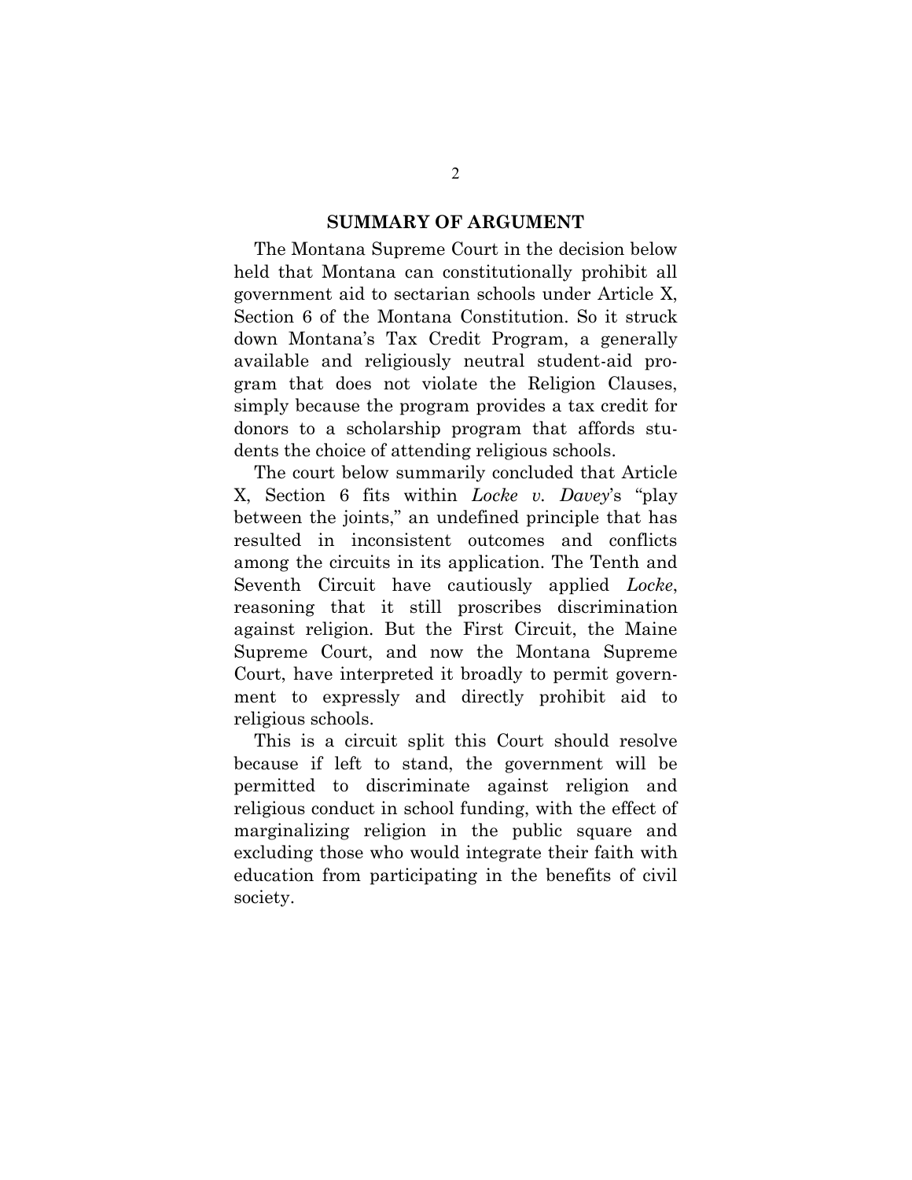## SUMMARY OF ARGUMENT

The Montana Supreme Court in the decision below held that Montana can constitutionally prohibit all government aid to sectarian schools under Article X, Section 6 of the Montana Constitution. So it struck down Montana's Tax Credit Program, a generally available and religiously neutral student-aid program that does not violate the Religion Clauses, simply because the program provides a tax credit for donors to a scholarship program that affords students the choice of attending religious schools.

The court below summarily concluded that Article X, Section 6 fits within *Locke v. Davey*'s "play between the joints," an undefined principle that has resulted in inconsistent outcomes and conflicts among the circuits in its application. The Tenth and Seventh Circuit have cautiously applied *Locke*, reasoning that it still proscribes discrimination against religion. But the First Circuit, the Maine Supreme Court, and now the Montana Supreme Court, have interpreted it broadly to permit government to expressly and directly prohibit aid to religious schools.

This is a circuit split this Court should resolve because if left to stand, the government will be permitted to discriminate against religion and religious conduct in school funding, with the effect of marginalizing religion in the public square and excluding those who would integrate their faith with education from participating in the benefits of civil society.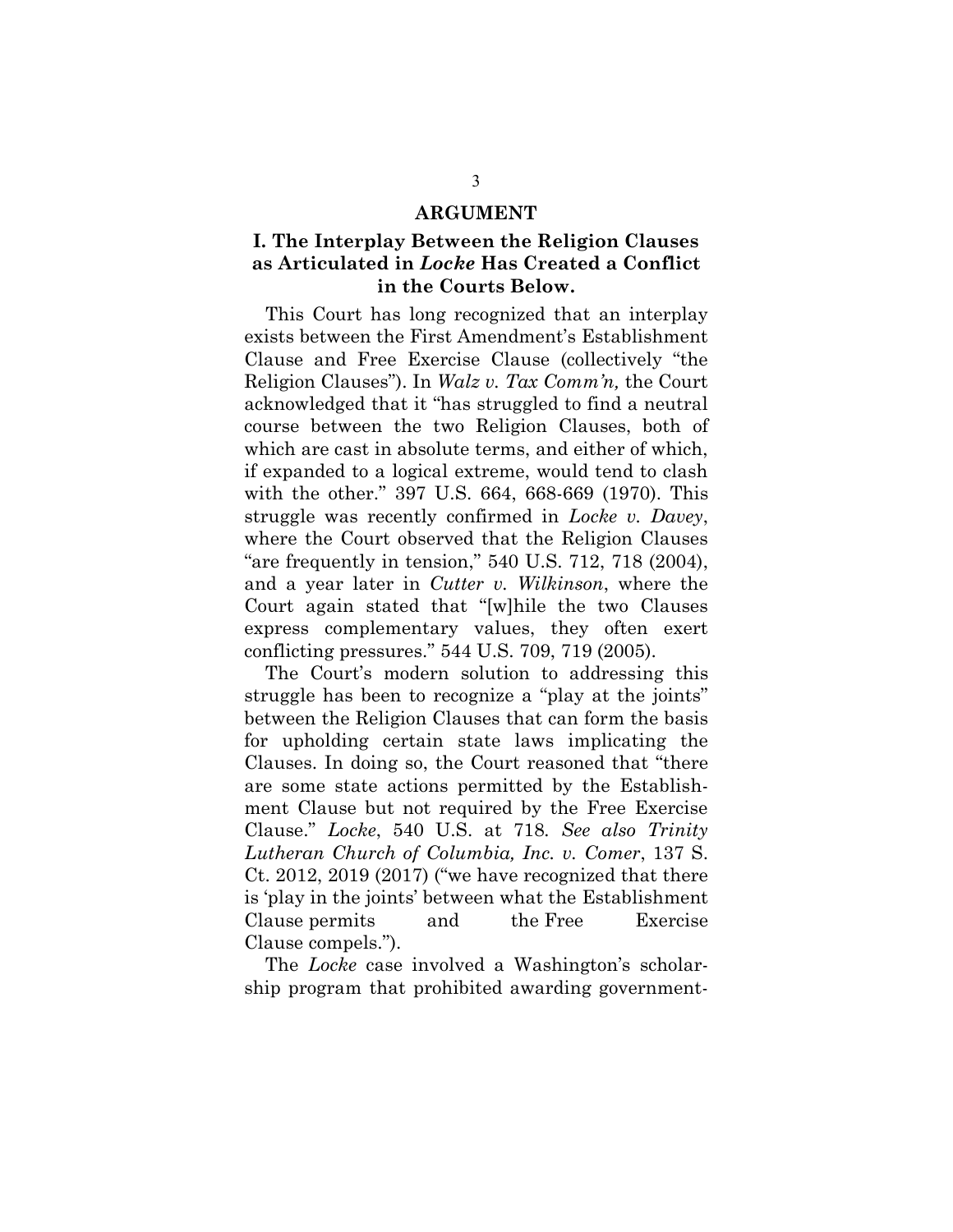## ARGUMENT

### I. The Interplay Between the Religion Clauses as Articulated in *Locke* Has Created a Conflict in the Courts Below.

This Court has long recognized that an interplay exists between the First Amendment's Establishment Clause and Free Exercise Clause (collectively "the Religion Clauses"). In *Walz v. Tax Comm'n,* the Court acknowledged that it "has struggled to find a neutral course between the two Religion Clauses, both of which are cast in absolute terms, and either of which, if expanded to a logical extreme, would tend to clash with the other." 397 U.S. 664, 668-669 (1970). This struggle was recently confirmed in *Locke v. Davey*, where the Court observed that the Religion Clauses "are frequently in tension," 540 U.S. 712, 718 (2004), and a year later in *Cutter v. Wilkinson*, where the Court again stated that "[w]hile the two Clauses express complementary values, they often exert conflicting pressures." 544 U.S. 709, 719 (2005).

The Court's modern solution to addressing this struggle has been to recognize a "play at the joints" between the Religion Clauses that can form the basis for upholding certain state laws implicating the Clauses. In doing so, the Court reasoned that "there are some state actions permitted by the Establishment Clause but not required by the Free Exercise Clause." *Locke*, 540 U.S. at 718. *See also Trinity Lutheran Church of Columbia, Inc. v. Comer*, 137 S. Ct. 2012, 2019 (2017) ("we have recognized that there is 'play in the joints' between what the Establishment Clause permits and the Free Exercise Clause compels.").

The *Locke* case involved a Washington's scholarship program that prohibited awarding government-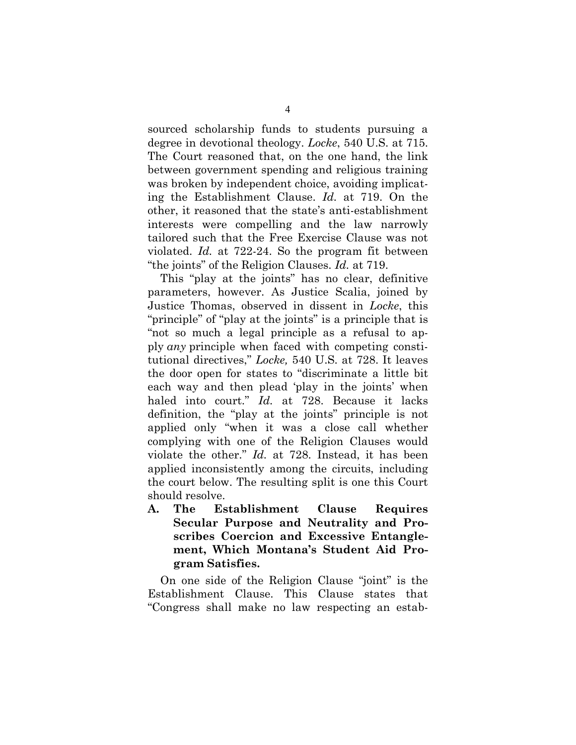sourced scholarship funds to students pursuing a degree in devotional theology. *Locke*, 540 U.S. at 715. The Court reasoned that, on the one hand, the link between government spending and religious training was broken by independent choice, avoiding implicating the Establishment Clause. *Id.* at 719. On the other, it reasoned that the state's anti-establishment interests were compelling and the law narrowly tailored such that the Free Exercise Clause was not violated. *Id.* at 722-24. So the program fit between "the joints" of the Religion Clauses. *Id.* at 719.

This "play at the joints" has no clear, definitive parameters, however. As Justice Scalia, joined by Justice Thomas, observed in dissent in *Locke*, this "principle" of "play at the joints" is a principle that is "not so much a legal principle as a refusal to apply *any* principle when faced with competing constitutional directives," *Locke,* 540 U.S. at 728. It leaves the door open for states to "discriminate a little bit each way and then plead 'play in the joints' when haled into court." *Id.* at 728. Because it lacks definition, the "play at the joints" principle is not applied only "when it was a close call whether complying with one of the Religion Clauses would violate the other." *Id.* at 728. Instead, it has been applied inconsistently among the circuits, including the court below. The resulting split is one this Court should resolve.

### A. The Establishment Clause Requires Secular Purpose and Neutrality and Proscribes Coercion and Excessive Entanglement, Which Montana's Student Aid Program Satisfies.

On one side of the Religion Clause "joint" is the Establishment Clause. This Clause states that "Congress shall make no law respecting an estab-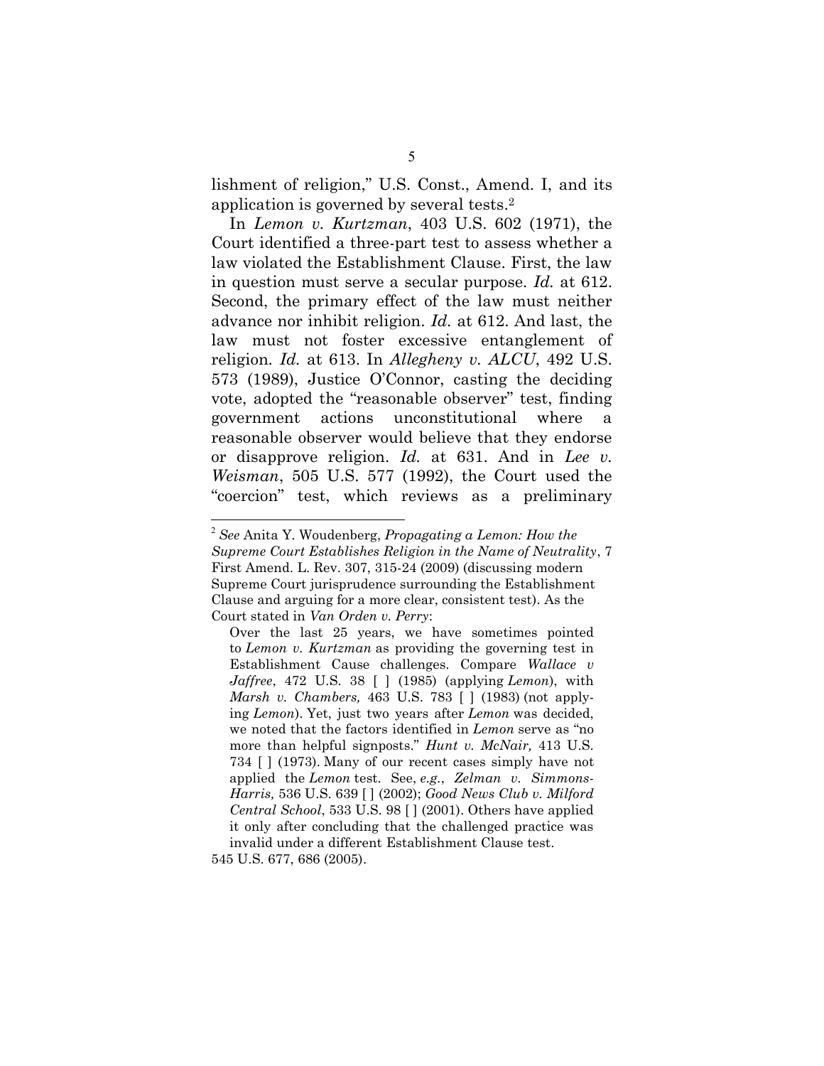lishment of religion," U.S. Const., Amend. I, and its application is governed by several tests.[2]

In *Lemon v. Kurtzman*, 403 U.S. 602 (1971), the Court identified a three-part test to assess whether a law violated the Establishment Clause. First, the law in question must serve a secular purpose. *Id.* at 612. Second, the primary effect of the law must neither advance nor inhibit religion. *Id.* at 612. And last, the law must not foster excessive entanglement of religion. *Id.* at 613. In *Allegheny v. ALCU*, 492 U.S. 573 (1989), Justice O'Connor, casting the deciding vote, adopted the "reasonable observer" test, finding government actions unconstitutional where a reasonable observer would believe that they endorse or disapprove religion. *Id.* at 631. And in *Lee v. Weisman*, 505 U.S. 577 (1992), the Court used the "coercion" test, which reviews as a preliminary

---

[2] *See* Anita Y. Woudenberg, *Propagating a Lemon: How the Supreme Court Establishes Religion in the Name of Neutrality*, 7 First Amend. L. Rev. 307, 315-24 (2009) (discussing modern Supreme Court jurisprudence surrounding the Establishment Clause and arguing for a more clear, consistent test). As the Court stated in *Van Orden v. Perry*:

> Over the last 25 years, we have sometimes pointed to *Lemon v. Kurtzman* as providing the governing test in Establishment Cause challenges. Compare *Wallace v Jaffree*, 472 U.S. 38 [ ] (1985) (applying *Lemon*), with *Marsh v. Chambers,* 463 U.S. 783 [ ] (1983) (not applying *Lemon*). Yet, just two years after *Lemon* was decided, we noted that the factors identified in *Lemon* serve as "no more than helpful signposts." *Hunt v. McNair,* 413 U.S. 734 [ ] (1973). Many of our recent cases simply have not applied the *Lemon* test. See, *e.g.*, *Zelman v. Simmons-Harris,* 536 U.S. 639 [ ] (2002); *Good News Club v. Milford Central School*, 533 U.S. 98 [ ] (2001). Others have applied it only after concluding that the challenged practice was invalid under a different Establishment Clause test.

545 U.S. 677, 686 (2005).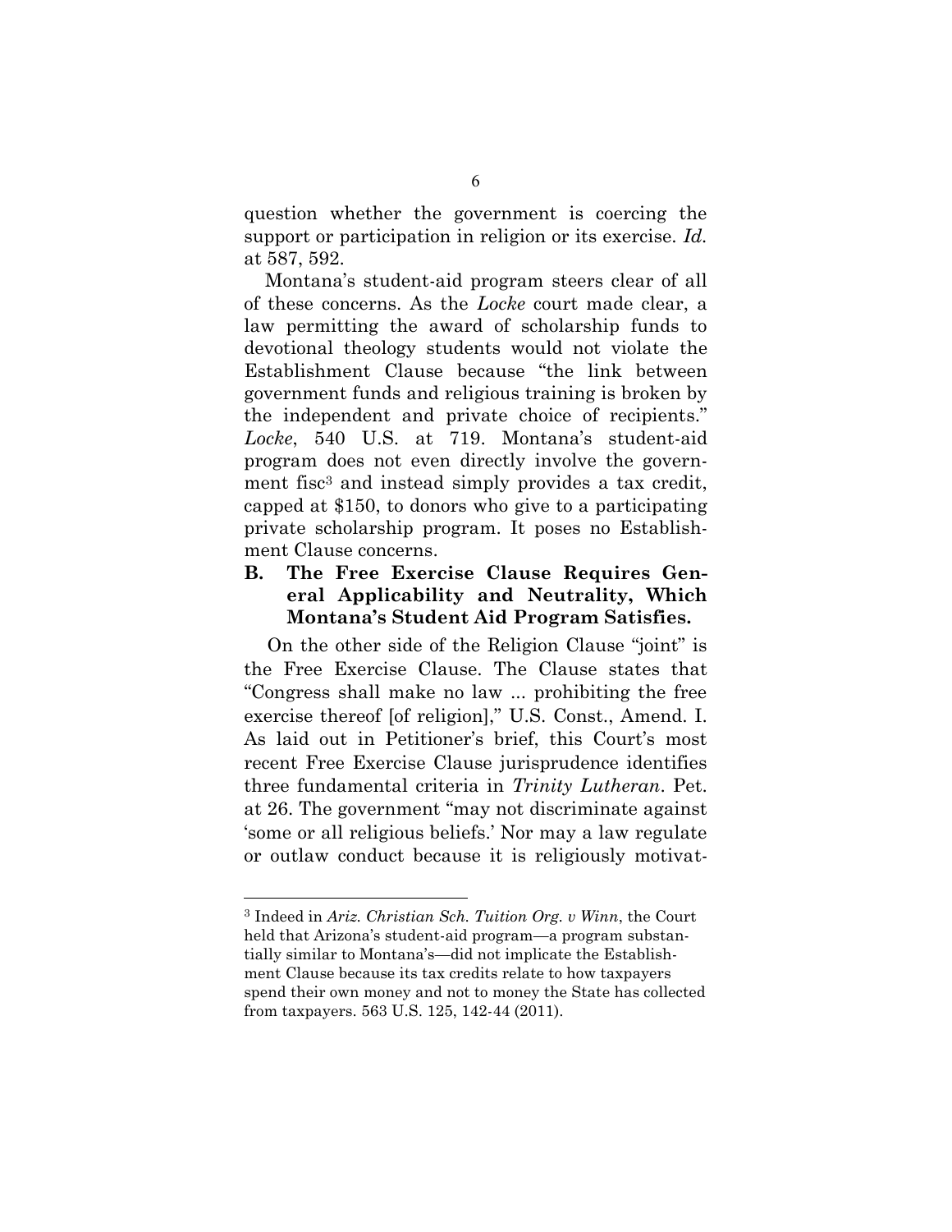question whether the government is coercing the support or participation in religion or its exercise. *Id.* at 587, 592.

Montana's student-aid program steers clear of all of these concerns. As the *Locke* court made clear, a law permitting the award of scholarship funds to devotional theology students would not violate the Establishment Clause because "the link between government funds and religious training is broken by the independent and private choice of recipients." *Locke*, 540 U.S. at 719. Montana's student-aid program does not even directly involve the government fisc[3] and instead simply provides a tax credit, capped at $150, to donors who give to a participating private scholarship program. It poses no Establishment Clause concerns.

### B. The Free Exercise Clause Requires General Applicability and Neutrality, Which Montana's Student Aid Program Satisfies.

On the other side of the Religion Clause "joint" is the Free Exercise Clause. The Clause states that "Congress shall make no law ... prohibiting the free exercise thereof [of religion]," U.S. Const., Amend. I. As laid out in Petitioner's brief, this Court's most recent Free Exercise Clause jurisprudence identifies three fundamental criteria in *Trinity Lutheran*. Pet. at 26. The government "may not discriminate against 'some or all religious beliefs.' Nor may a law regulate or outlaw conduct because it is religiously motivat-

---

[3] Indeed in *Ariz. Christian Sch. Tuition Org. v Winn*, the Court held that Arizona's student-aid program—a program substantially similar to Montana's—did not implicate the Establishment Clause because its tax credits relate to how taxpayers spend their own money and not to money the State has collected from taxpayers. 563 U.S. 125, 142-44 (2011).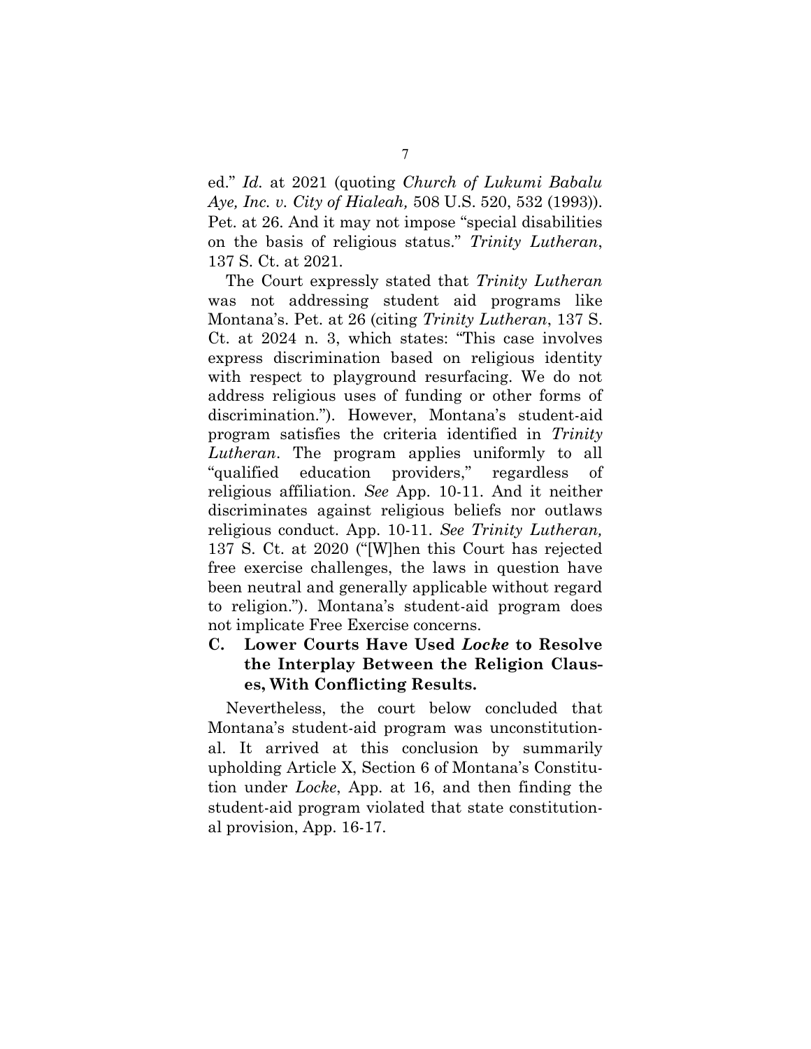ed." *Id.* at 2021 (quoting *Church of Lukumi Babalu Aye, Inc. v. City of Hialeah,* 508 U.S. 520, 532 (1993)). Pet. at 26. And it may not impose "special disabilities on the basis of religious status." *Trinity Lutheran*, 137 S. Ct. at 2021.

The Court expressly stated that *Trinity Lutheran* was not addressing student aid programs like Montana's. Pet. at 26 (citing *Trinity Lutheran*, 137 S. Ct. at 2024 n. 3, which states: "This case involves express discrimination based on religious identity with respect to playground resurfacing. We do not address religious uses of funding or other forms of discrimination."). However, Montana's student-aid program satisfies the criteria identified in *Trinity Lutheran*. The program applies uniformly to all "qualified education providers," regardless of religious affiliation. *See* App. 10-11. And it neither discriminates against religious beliefs nor outlaws religious conduct. App. 10-11. *See Trinity Lutheran,* 137 S. Ct. at 2020 ("[W]hen this Court has rejected free exercise challenges, the laws in question have been neutral and generally applicable without regard to religion."). Montana's student-aid program does not implicate Free Exercise concerns.

### C. Lower Courts Have Used *Locke* to Resolve the Interplay Between the Religion Clauses, With Conflicting Results.

Nevertheless, the court below concluded that Montana's student-aid program was unconstitutional. It arrived at this conclusion by summarily upholding Article X, Section 6 of Montana's Constitution under *Locke*, App. at 16, and then finding the student-aid program violated that state constitutional provision, App. 16-17.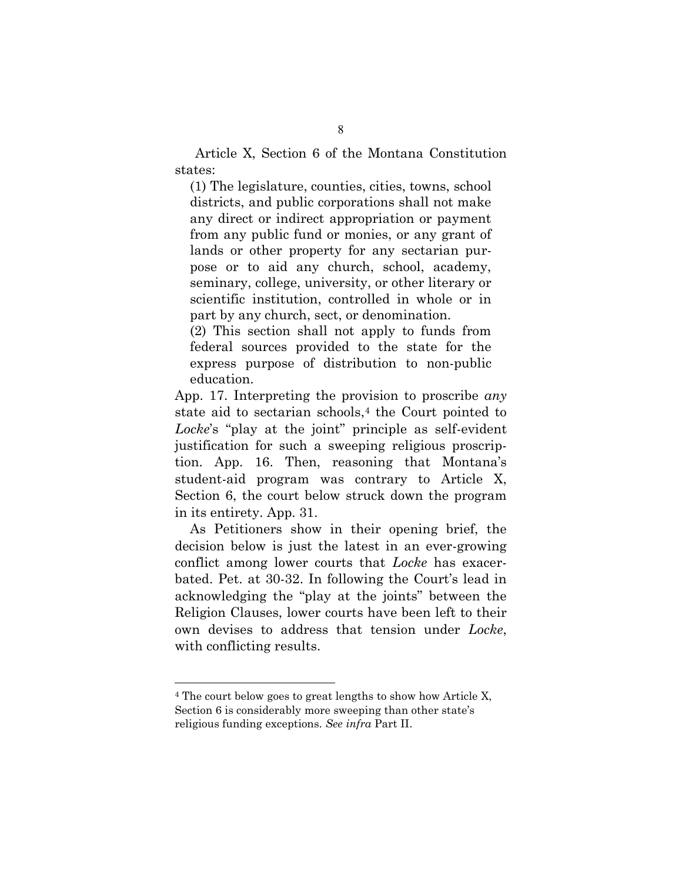Article X, Section 6 of the Montana Constitution states:

> (1) The legislature, counties, cities, towns, school districts, and public corporations shall not make any direct or indirect appropriation or payment from any public fund or monies, or any grant of lands or other property for any sectarian purpose or to aid any church, school, academy, seminary, college, university, or other literary or scientific institution, controlled in whole or in part by any church, sect, or denomination.
>
> (2) This section shall not apply to funds from federal sources provided to the state for the express purpose of distribution to non-public education.

App. 17. Interpreting the provision to proscribe *any* state aid to sectarian schools,[4] the Court pointed to *Locke*'s "play at the joint" principle as self-evident justification for such a sweeping religious proscription. App. 16. Then, reasoning that Montana's student-aid program was contrary to Article X, Section 6, the court below struck down the program in its entirety. App. 31.

As Petitioners show in their opening brief, the decision below is just the latest in an ever-growing conflict among lower courts that *Locke* has exacerbated. Pet. at 30-32. In following the Court's lead in acknowledging the "play at the joints" between the Religion Clauses, lower courts have been left to their own devises to address that tension under *Locke*, with conflicting results.

---

[4] The court below goes to great lengths to show how Article X, Section 6 is considerably more sweeping than other state's religious funding exceptions. *See infra* Part II.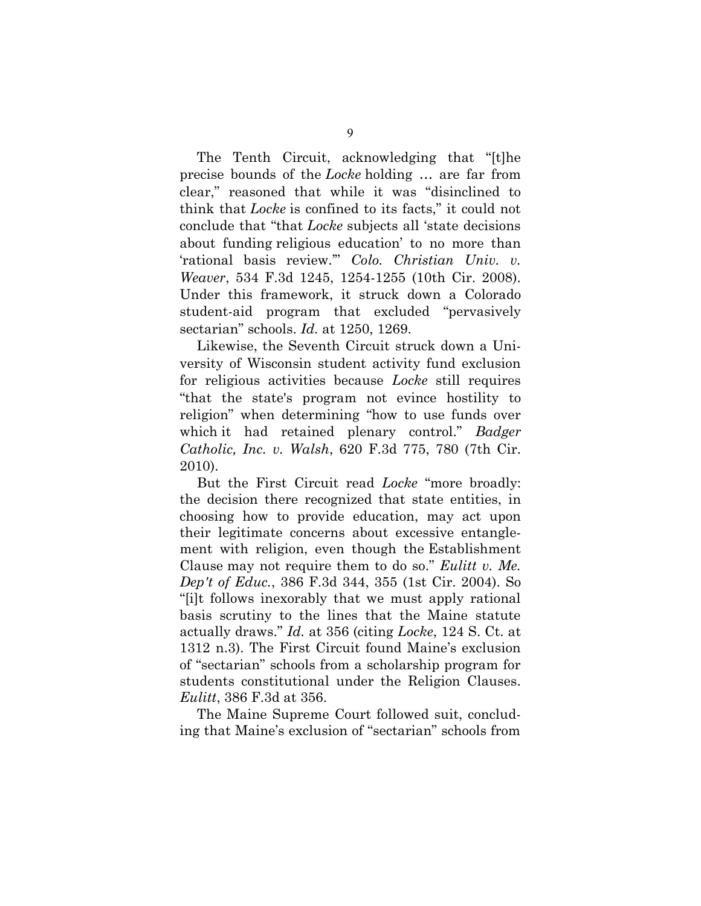The Tenth Circuit, acknowledging that "[t]he precise bounds of the *Locke* holding … are far from clear," reasoned that while it was "disinclined to think that *Locke* is confined to its facts," it could not conclude that "that *Locke* subjects all 'state decisions about funding religious education' to no more than 'rational basis review.'" *Colo. Christian Univ. v. Weaver*, 534 F.3d 1245, 1254-1255 (10th Cir. 2008). Under this framework, it struck down a Colorado student-aid program that excluded "pervasively sectarian" schools. *Id.* at 1250, 1269.

Likewise, the Seventh Circuit struck down a University of Wisconsin student activity fund exclusion for religious activities because *Locke* still requires "that the state's program not evince hostility to religion" when determining "how to use funds over which it had retained plenary control." *Badger Catholic, Inc. v. Walsh*, 620 F.3d 775, 780 (7th Cir. 2010).

But the First Circuit read *Locke* "more broadly: the decision there recognized that state entities, in choosing how to provide education, may act upon their legitimate concerns about excessive entanglement with religion, even though the Establishment Clause may not require them to do so." *Eulitt v. Me. Dep't of Educ.*, 386 F.3d 344, 355 (1st Cir. 2004). So "[i]t follows inexorably that we must apply rational basis scrutiny to the lines that the Maine statute actually draws." *Id.* at 356 (citing *Locke*, 124 S. Ct. at 1312 n.3). The First Circuit found Maine's exclusion of "sectarian" schools from a scholarship program for students constitutional under the Religion Clauses. *Eulitt*, 386 F.3d at 356.

The Maine Supreme Court followed suit, concluding that Maine's exclusion of "sectarian" schools from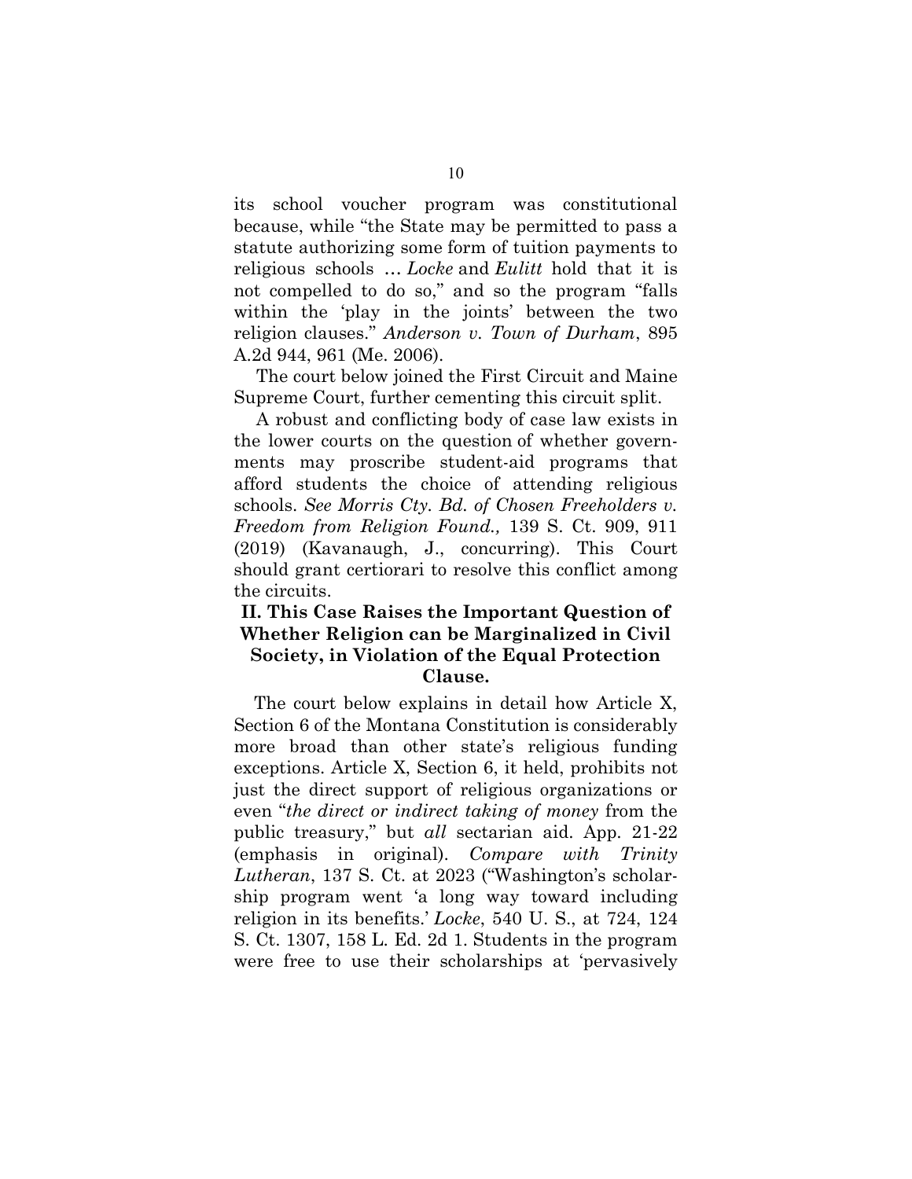its school voucher program was constitutional because, while "the State may be permitted to pass a statute authorizing some form of tuition payments to religious schools … *Locke* and *Eulitt* hold that it is not compelled to do so," and so the program "falls within the 'play in the joints' between the two religion clauses." *Anderson v. Town of Durham*, 895 A.2d 944, 961 (Me. 2006).

The court below joined the First Circuit and Maine Supreme Court, further cementing this circuit split.

A robust and conflicting body of case law exists in the lower courts on the question of whether governments may proscribe student-aid programs that afford students the choice of attending religious schools. *See Morris Cty. Bd. of Chosen Freeholders v. Freedom from Religion Found.,* 139 S. Ct. 909, 911 (2019) (Kavanaugh, J., concurring). This Court should grant certiorari to resolve this conflict among the circuits.

## II. This Case Raises the Important Question of Whether Religion can be Marginalized in Civil Society, in Violation of the Equal Protection Clause.

The court below explains in detail how Article X, Section 6 of the Montana Constitution is considerably more broad than other state's religious funding exceptions. Article X, Section 6, it held, prohibits not just the direct support of religious organizations or even "*the direct or indirect taking of money* from the public treasury," but *all* sectarian aid. App. 21-22 (emphasis in original). *Compare with Trinity Lutheran*, 137 S. Ct. at 2023 ("Washington's scholarship program went 'a long way toward including religion in its benefits.' *Locke*, 540 U. S., at 724, 124 S. Ct. 1307, 158 L. Ed. 2d 1. Students in the program were free to use their scholarships at 'pervasively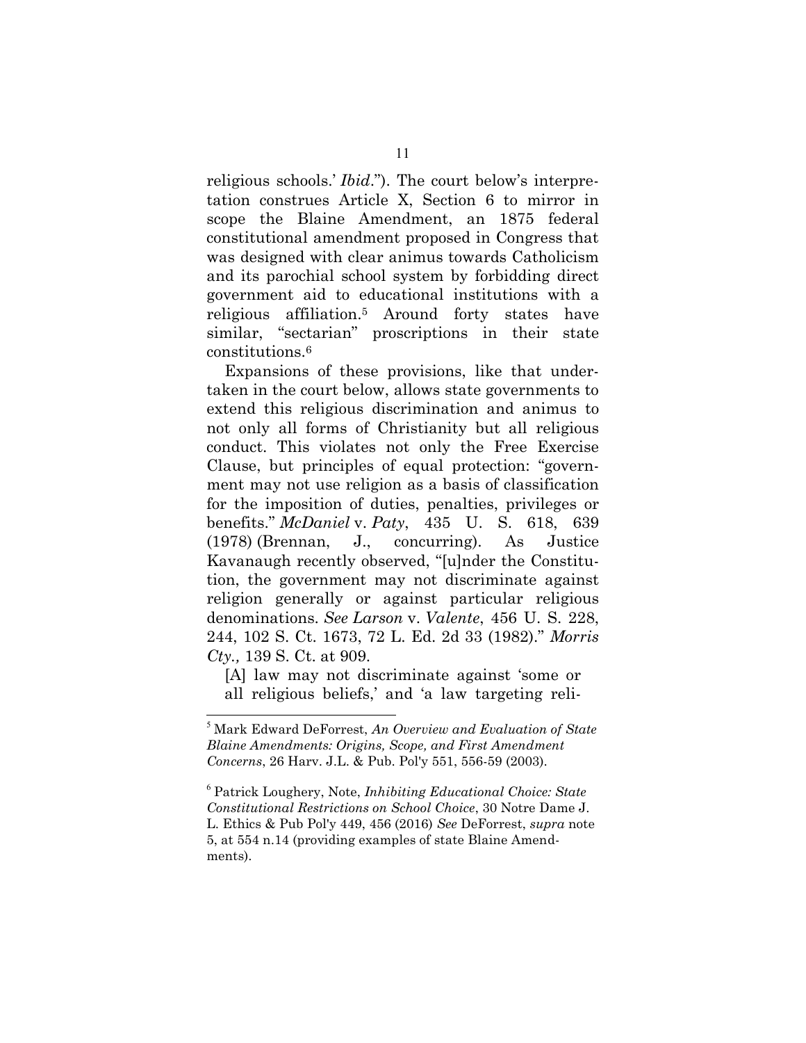religious schools.' *Ibid*."). The court below's interpretation construes Article X, Section 6 to mirror in scope the Blaine Amendment, an 1875 federal constitutional amendment proposed in Congress that was designed with clear animus towards Catholicism and its parochial school system by forbidding direct government aid to educational institutions with a religious affiliation.[5] Around forty states have similar, "sectarian" proscriptions in their state constitutions.[6]

Expansions of these provisions, like that undertaken in the court below, allows state governments to extend this religious discrimination and animus to not only all forms of Christianity but all religious conduct. This violates not only the Free Exercise Clause, but principles of equal protection: "government may not use religion as a basis of classification for the imposition of duties, penalties, privileges or benefits." *McDaniel* v. *Paty*, 435 U. S. 618, 639 (1978) (Brennan, J., concurring). As Justice Kavanaugh recently observed, "[u]nder the Constitution, the government may not discriminate against religion generally or against particular religious denominations. *See Larson* v. *Valente*, 456 U. S. 228, 244, 102 S. Ct. 1673, 72 L. Ed. 2d 33 (1982)." *Morris Cty.,* 139 S. Ct. at 909.

> [A] law may not discriminate against 'some or all religious beliefs,' and 'a law targeting reli-

---

[5] Mark Edward DeForrest, *An Overview and Evaluation of State Blaine Amendments: Origins, Scope, and First Amendment Concerns*, 26 Harv. J.L. & Pub. Pol'y 551, 556-59 (2003).

[6] Patrick Loughery, Note, *Inhibiting Educational Choice: State Constitutional Restrictions on School Choice*, 30 Notre Dame J. L. Ethics & Pub Pol'y 449, 456 (2016) *See* DeForrest, *supra* note 5, at 554 n.14 (providing examples of state Blaine Amendments).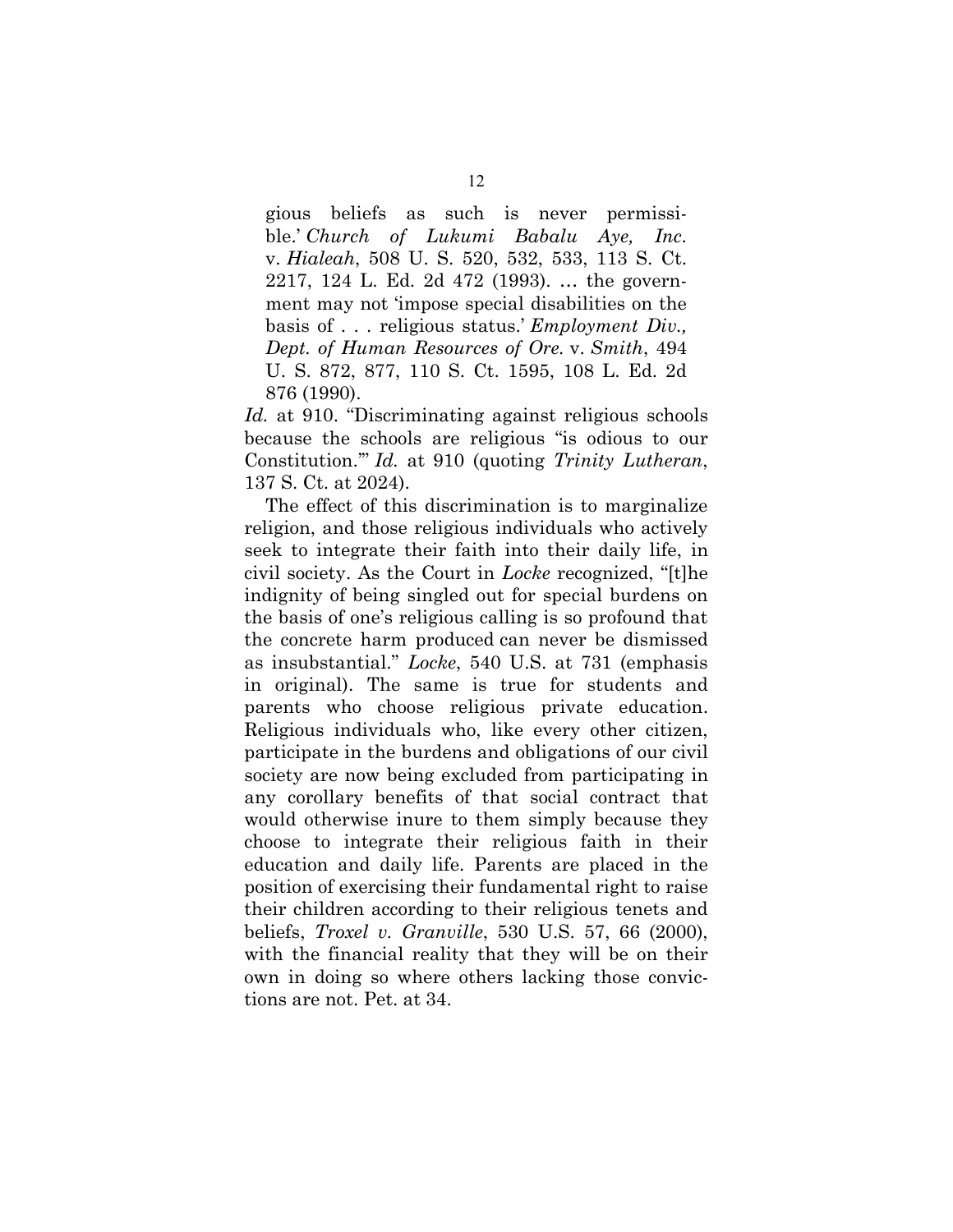> gious beliefs as such is never permissible.' *Church of Lukumi Babalu Aye, Inc.* v. *Hialeah*, 508 U. S. 520, 532, 533, 113 S. Ct. 2217, 124 L. Ed. 2d 472 (1993). … the government may not 'impose special disabilities on the basis of . . . religious status.' *Employment Div., Dept. of Human Resources of Ore.* v. *Smith*, 494 U. S. 872, 877, 110 S. Ct. 1595, 108 L. Ed. 2d 876 (1990).

*Id.* at 910. "Discriminating against religious schools because the schools are religious "is odious to our Constitution."" *Id.* at 910 (quoting *Trinity Lutheran*, 137 S. Ct. at 2024).

The effect of this discrimination is to marginalize religion, and those religious individuals who actively seek to integrate their faith into their daily life, in civil society. As the Court in *Locke* recognized, "[t]he indignity of being singled out for special burdens on the basis of one's religious calling is so profound that the concrete harm produced can never be dismissed as insubstantial." *Locke*, 540 U.S. at 731 (emphasis in original). The same is true for students and parents who choose religious private education. Religious individuals who, like every other citizen, participate in the burdens and obligations of our civil society are now being excluded from participating in any corollary benefits of that social contract that would otherwise inure to them simply because they choose to integrate their religious faith in their education and daily life. Parents are placed in the position of exercising their fundamental right to raise their children according to their religious tenets and beliefs, *Troxel v. Granville*, 530 U.S. 57, 66 (2000), with the financial reality that they will be on their own in doing so where others lacking those convictions are not. Pet. at 34.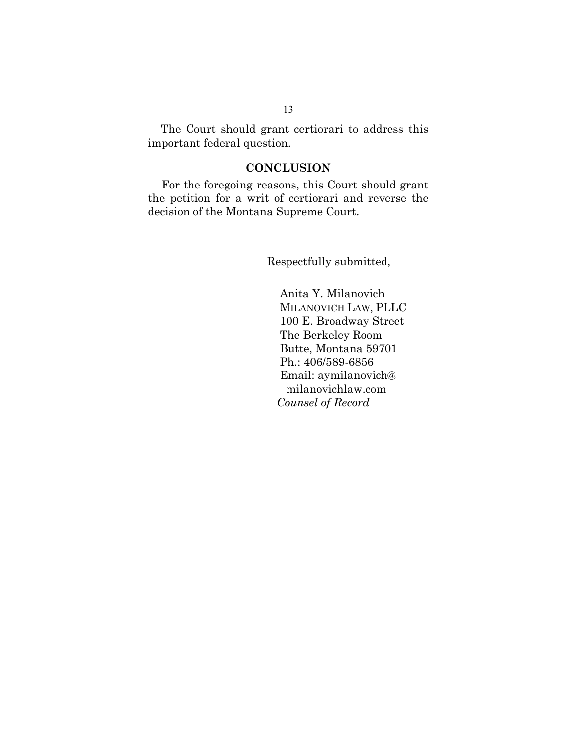The Court should grant certiorari to address this important federal question.

## CONCLUSION

For the foregoing reasons, this Court should grant the petition for a writ of certiorari and reverse the decision of the Montana Supreme Court.

Respectfully submitted,

Anita Y. Milanovich
MILANOVICH LAW, PLLC
100 E. Broadway Street
The Berkeley Room
Butte, Montana 59701
Ph.: 406/589-6856
Email: aymilanovich@milanovichlaw.com
*Counsel of Record*